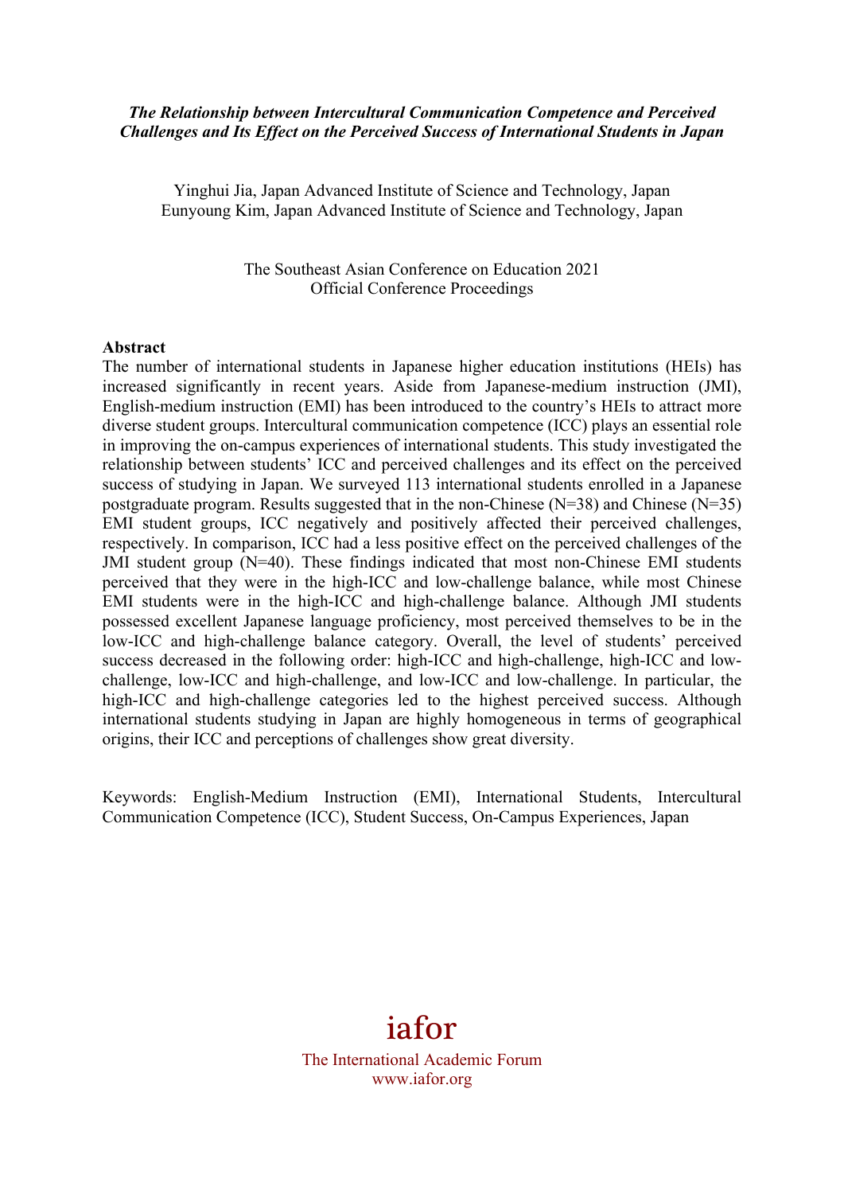# *The Relationship between Intercultural Communication Competence and Perceived Challenges and Its Effect on the Perceived Success of International Students in Japan*

Yinghui Jia, Japan Advanced Institute of Science and Technology, Japan
Eunyoung Kim, Japan Advanced Institute of Science and Technology, Japan

The Southeast Asian Conference on Education 2021
Official Conference Proceedings

## Abstract

The number of international students in Japanese higher education institutions (HEIs) has increased significantly in recent years. Aside from Japanese-medium instruction (JMI), English-medium instruction (EMI) has been introduced to the country's HEIs to attract more diverse student groups. Intercultural communication competence (ICC) plays an essential role in improving the on-campus experiences of international students. This study investigated the relationship between students' ICC and perceived challenges and its effect on the perceived success of studying in Japan. We surveyed 113 international students enrolled in a Japanese postgraduate program. Results suggested that in the non-Chinese (N=38) and Chinese (N=35) EMI student groups, ICC negatively and positively affected their perceived challenges, respectively. In comparison, ICC had a less positive effect on the perceived challenges of the JMI student group (N=40). These findings indicated that most non-Chinese EMI students perceived that they were in the high-ICC and low-challenge balance, while most Chinese EMI students were in the high-ICC and high-challenge balance. Although JMI students possessed excellent Japanese language proficiency, most perceived themselves to be in the low-ICC and high-challenge balance category. Overall, the level of students' perceived success decreased in the following order: high-ICC and high-challenge, high-ICC and low-challenge, low-ICC and high-challenge, and low-ICC and low-challenge. In particular, the high-ICC and high-challenge categories led to the highest perceived success. Although international students studying in Japan are highly homogeneous in terms of geographical origins, their ICC and perceptions of challenges show great diversity.

Keywords: English-Medium Instruction (EMI), International Students, Intercultural Communication Competence (ICC), Student Success, On-Campus Experiences, Japan

iafor
The International Academic Forum
www.iafor.org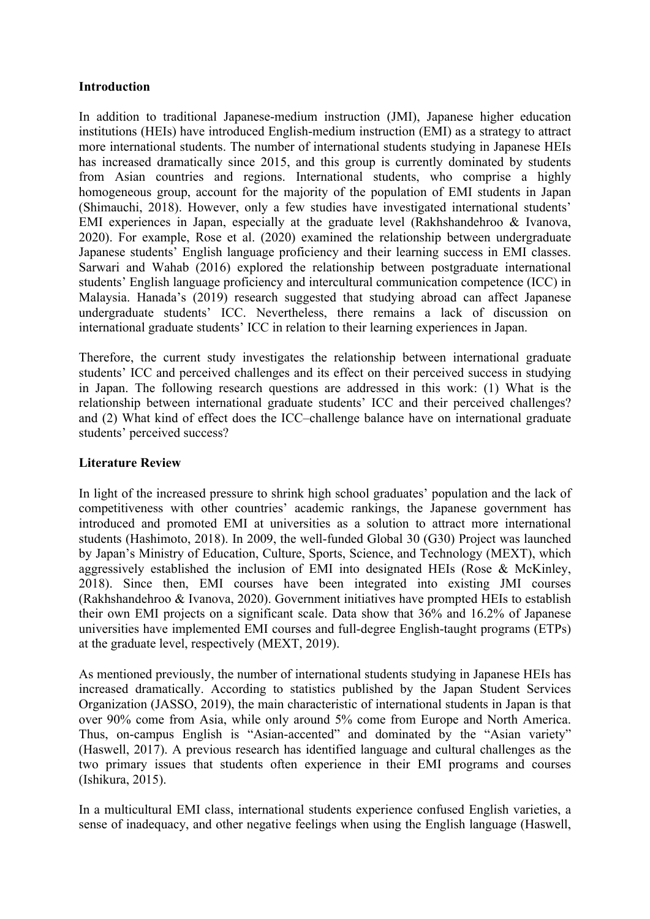## Introduction

In addition to traditional Japanese-medium instruction (JMI), Japanese higher education institutions (HEIs) have introduced English-medium instruction (EMI) as a strategy to attract more international students. The number of international students studying in Japanese HEIs has increased dramatically since 2015, and this group is currently dominated by students from Asian countries and regions. International students, who comprise a highly homogeneous group, account for the majority of the population of EMI students in Japan (Shimauchi, 2018). However, only a few studies have investigated international students' EMI experiences in Japan, especially at the graduate level (Rakhshandehroo & Ivanova, 2020). For example, Rose et al. (2020) examined the relationship between undergraduate Japanese students' English language proficiency and their learning success in EMI classes. Sarwari and Wahab (2016) explored the relationship between postgraduate international students' English language proficiency and intercultural communication competence (ICC) in Malaysia. Hanada's (2019) research suggested that studying abroad can affect Japanese undergraduate students' ICC. Nevertheless, there remains a lack of discussion on international graduate students' ICC in relation to their learning experiences in Japan.

Therefore, the current study investigates the relationship between international graduate students' ICC and perceived challenges and its effect on their perceived success in studying in Japan. The following research questions are addressed in this work: (1) What is the relationship between international graduate students' ICC and their perceived challenges? and (2) What kind of effect does the ICC–challenge balance have on international graduate students' perceived success?

## Literature Review

In light of the increased pressure to shrink high school graduates' population and the lack of competitiveness with other countries' academic rankings, the Japanese government has introduced and promoted EMI at universities as a solution to attract more international students (Hashimoto, 2018). In 2009, the well-funded Global 30 (G30) Project was launched by Japan's Ministry of Education, Culture, Sports, Science, and Technology (MEXT), which aggressively established the inclusion of EMI into designated HEIs (Rose & McKinley, 2018). Since then, EMI courses have been integrated into existing JMI courses (Rakhshandehroo & Ivanova, 2020). Government initiatives have prompted HEIs to establish their own EMI projects on a significant scale. Data show that 36% and 16.2% of Japanese universities have implemented EMI courses and full-degree English-taught programs (ETPs) at the graduate level, respectively (MEXT, 2019).

As mentioned previously, the number of international students studying in Japanese HEIs has increased dramatically. According to statistics published by the Japan Student Services Organization (JASSO, 2019), the main characteristic of international students in Japan is that over 90% come from Asia, while only around 5% come from Europe and North America. Thus, on-campus English is "Asian-accented" and dominated by the "Asian variety" (Haswell, 2017). A previous research has identified language and cultural challenges as the two primary issues that students often experience in their EMI programs and courses (Ishikura, 2015).

In a multicultural EMI class, international students experience confused English varieties, a sense of inadequacy, and other negative feelings when using the English language (Haswell,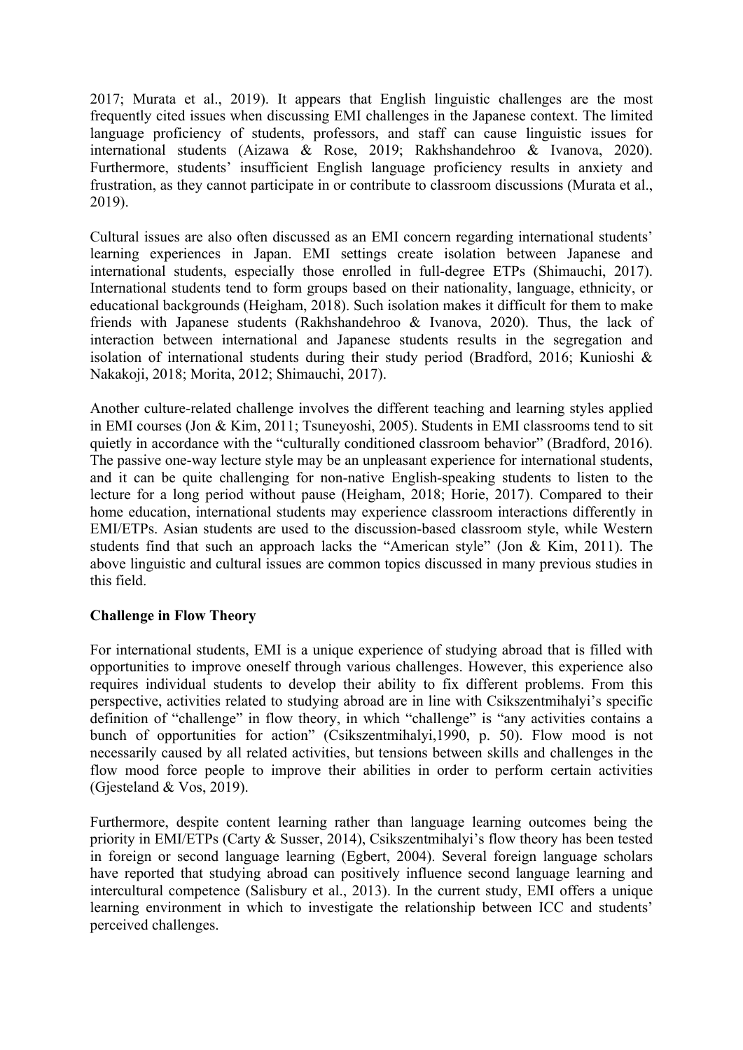2017; Murata et al., 2019). It appears that English linguistic challenges are the most frequently cited issues when discussing EMI challenges in the Japanese context. The limited language proficiency of students, professors, and staff can cause linguistic issues for international students (Aizawa & Rose, 2019; Rakhshandehroo & Ivanova, 2020). Furthermore, students' insufficient English language proficiency results in anxiety and frustration, as they cannot participate in or contribute to classroom discussions (Murata et al., 2019).

Cultural issues are also often discussed as an EMI concern regarding international students' learning experiences in Japan. EMI settings create isolation between Japanese and international students, especially those enrolled in full-degree ETPs (Shimauchi, 2017). International students tend to form groups based on their nationality, language, ethnicity, or educational backgrounds (Heigham, 2018). Such isolation makes it difficult for them to make friends with Japanese students (Rakhshandehroo & Ivanova, 2020). Thus, the lack of interaction between international and Japanese students results in the segregation and isolation of international students during their study period (Bradford, 2016; Kunioshi & Nakakoji, 2018; Morita, 2012; Shimauchi, 2017).

Another culture-related challenge involves the different teaching and learning styles applied in EMI courses (Jon & Kim, 2011; Tsuneyoshi, 2005). Students in EMI classrooms tend to sit quietly in accordance with the "culturally conditioned classroom behavior" (Bradford, 2016). The passive one-way lecture style may be an unpleasant experience for international students, and it can be quite challenging for non-native English-speaking students to listen to the lecture for a long period without pause (Heigham, 2018; Horie, 2017). Compared to their home education, international students may experience classroom interactions differently in EMI/ETPs. Asian students are used to the discussion-based classroom style, while Western students find that such an approach lacks the "American style" (Jon & Kim, 2011). The above linguistic and cultural issues are common topics discussed in many previous studies in this field.

**Challenge in Flow Theory**

For international students, EMI is a unique experience of studying abroad that is filled with opportunities to improve oneself through various challenges. However, this experience also requires individual students to develop their ability to fix different problems. From this perspective, activities related to studying abroad are in line with Csikszentmihalyi's specific definition of "challenge" in flow theory, in which "challenge" is "any activities contains a bunch of opportunities for action" (Csikszentmihalyi,1990, p. 50). Flow mood is not necessarily caused by all related activities, but tensions between skills and challenges in the flow mood force people to improve their abilities in order to perform certain activities (Gjesteland & Vos, 2019).

Furthermore, despite content learning rather than language learning outcomes being the priority in EMI/ETPs (Carty & Susser, 2014), Csikszentmihalyi's flow theory has been tested in foreign or second language learning (Egbert, 2004). Several foreign language scholars have reported that studying abroad can positively influence second language learning and intercultural competence (Salisbury et al., 2013). In the current study, EMI offers a unique learning environment in which to investigate the relationship between ICC and students' perceived challenges.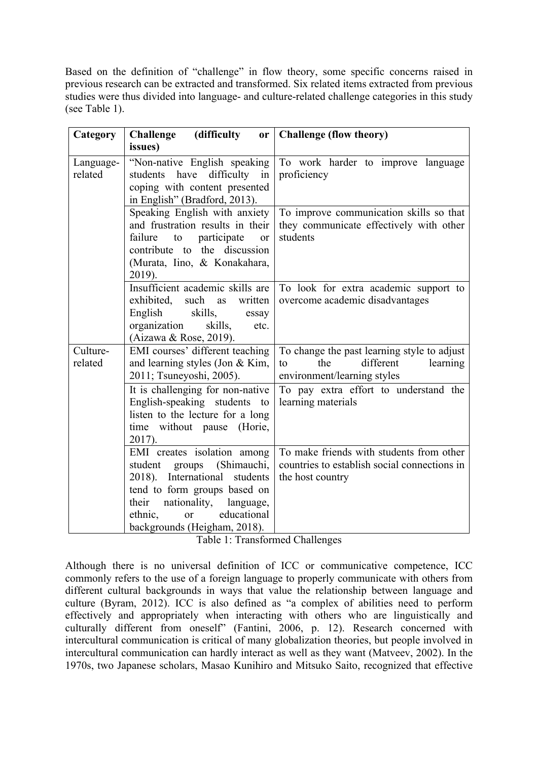Based on the definition of "challenge" in flow theory, some specific concerns raised in previous research can be extracted and transformed. Six related items extracted from previous studies were thus divided into language- and culture-related challenge categories in this study (see Table 1).

| Category | Challenge (difficulty or issues) | Challenge (flow theory) |
|---|---|---|
| Language-related | "Non-native English speaking students have difficulty in coping with content presented in English" (Bradford, 2013). | To work harder to improve language proficiency |
| | Speaking English with anxiety and frustration results in their failure to participate or contribute to the discussion (Murata, Iino, & Konakahara, 2019). | To improve communication skills so that they communicate effectively with other students |
| | Insufficient academic skills are exhibited, such as written English skills, essay organization skills, etc. (Aizawa & Rose, 2019). | To look for extra academic support to overcome academic disadvantages |
| Culture-related | EMI courses' different teaching and learning styles (Jon & Kim, 2011; Tsuneyoshi, 2005). | To change the past learning style to adjust to the different learning environment/learning styles |
| | It is challenging for non-native English-speaking students to listen to the lecture for a long time without pause (Horie, 2017). | To pay extra effort to understand the learning materials |
| | EMI creates isolation among student groups (Shimauchi, 2018). International students tend to form groups based on their nationality, language, ethnic, or educational backgrounds (Heigham, 2018). | To make friends with students from other countries to establish social connections in the host country |

Table 1: Transformed Challenges

Although there is no universal definition of ICC or communicative competence, ICC commonly refers to the use of a foreign language to properly communicate with others from different cultural backgrounds in ways that value the relationship between language and culture (Byram, 2012). ICC is also defined as "a complex of abilities need to perform effectively and appropriately when interacting with others who are linguistically and culturally different from oneself" (Fantini, 2006, p. 12). Research concerned with intercultural communication is critical of many globalization theories, but people involved in intercultural communication can hardly interact as well as they want (Matveev, 2002). In the 1970s, two Japanese scholars, Masao Kunihiro and Mitsuko Saito, recognized that effective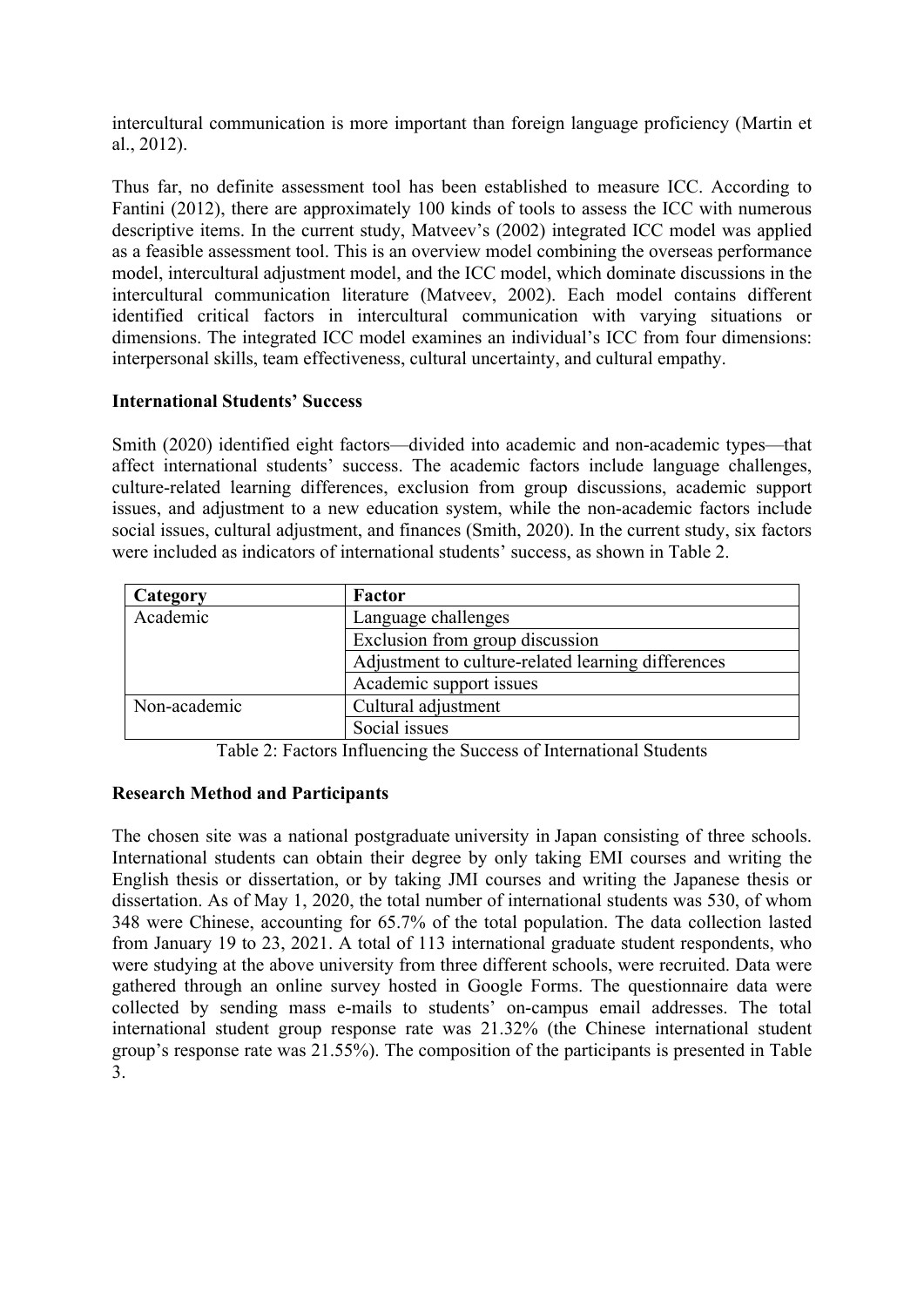intercultural communication is more important than foreign language proficiency (Martin et al., 2012).

Thus far, no definite assessment tool has been established to measure ICC. According to Fantini (2012), there are approximately 100 kinds of tools to assess the ICC with numerous descriptive items. In the current study, Matveev's (2002) integrated ICC model was applied as a feasible assessment tool. This is an overview model combining the overseas performance model, intercultural adjustment model, and the ICC model, which dominate discussions in the intercultural communication literature (Matveev, 2002). Each model contains different identified critical factors in intercultural communication with varying situations or dimensions. The integrated ICC model examines an individual's ICC from four dimensions: interpersonal skills, team effectiveness, cultural uncertainty, and cultural empathy.

## International Students' Success

Smith (2020) identified eight factors—divided into academic and non-academic types—that affect international students' success. The academic factors include language challenges, culture-related learning differences, exclusion from group discussions, academic support issues, and adjustment to a new education system, while the non-academic factors include social issues, cultural adjustment, and finances (Smith, 2020). In the current study, six factors were included as indicators of international students' success, as shown in Table 2.

| Category | Factor |
| --- | --- |
| Academic | Language challenges |
| | Exclusion from group discussion |
| | Adjustment to culture-related learning differences |
| | Academic support issues |
| Non-academic | Cultural adjustment |
| | Social issues |

Table 2: Factors Influencing the Success of International Students

## Research Method and Participants

The chosen site was a national postgraduate university in Japan consisting of three schools. International students can obtain their degree by only taking EMI courses and writing the English thesis or dissertation, or by taking JMI courses and writing the Japanese thesis or dissertation. As of May 1, 2020, the total number of international students was 530, of whom 348 were Chinese, accounting for 65.7% of the total population. The data collection lasted from January 19 to 23, 2021. A total of 113 international graduate student respondents, who were studying at the above university from three different schools, were recruited. Data were gathered through an online survey hosted in Google Forms. The questionnaire data were collected by sending mass e-mails to students' on-campus email addresses. The total international student group response rate was 21.32% (the Chinese international student group's response rate was 21.55%). The composition of the participants is presented in Table 3.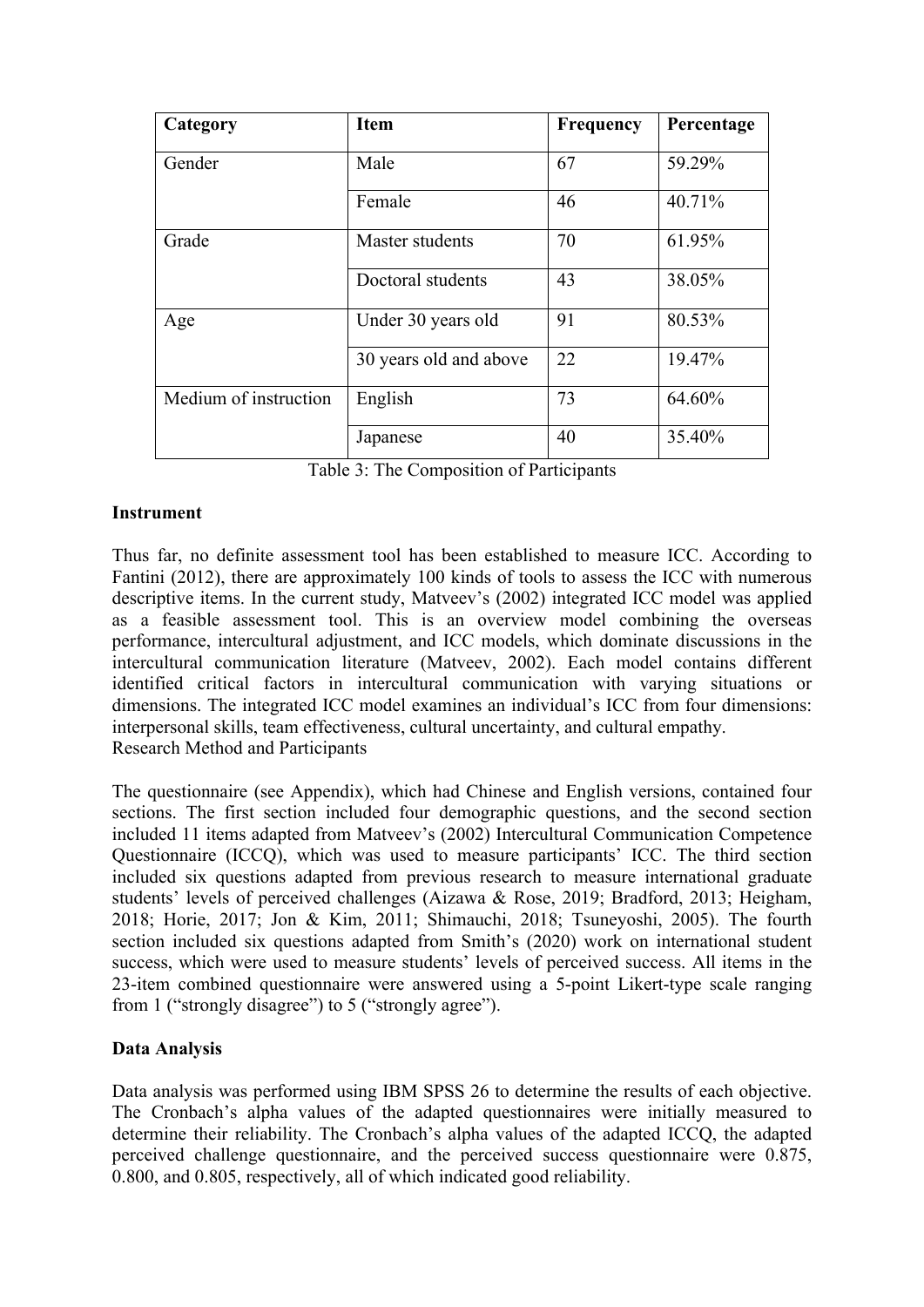| Category | Item | Frequency | Percentage |
|---|---|---|---|
| Gender | Male | 67 | 59.29% |
| | Female | 46 | 40.71% |
| Grade | Master students | 70 | 61.95% |
| | Doctoral students | 43 | 38.05% |
| Age | Under 30 years old | 91 | 80.53% |
| | 30 years old and above | 22 | 19.47% |
| Medium of instruction | English | 73 | 64.60% |
| | Japanese | 40 | 35.40% |

Table 3: The Composition of Participants

**Instrument**

Thus far, no definite assessment tool has been established to measure ICC. According to Fantini (2012), there are approximately 100 kinds of tools to assess the ICC with numerous descriptive items. In the current study, Matveev's (2002) integrated ICC model was applied as a feasible assessment tool. This is an overview model combining the overseas performance, intercultural adjustment, and ICC models, which dominate discussions in the intercultural communication literature (Matveev, 2002). Each model contains different identified critical factors in intercultural communication with varying situations or dimensions. The integrated ICC model examines an individual's ICC from four dimensions: interpersonal skills, team effectiveness, cultural uncertainty, and cultural empathy.
Research Method and Participants

The questionnaire (see Appendix), which had Chinese and English versions, contained four sections. The first section included four demographic questions, and the second section included 11 items adapted from Matveev's (2002) Intercultural Communication Competence Questionnaire (ICCQ), which was used to measure participants' ICC. The third section included six questions adapted from previous research to measure international graduate students' levels of perceived challenges (Aizawa & Rose, 2019; Bradford, 2013; Heigham, 2018; Horie, 2017; Jon & Kim, 2011; Shimauchi, 2018; Tsuneyoshi, 2005). The fourth section included six questions adapted from Smith's (2020) work on international student success, which were used to measure students' levels of perceived success. All items in the 23-item combined questionnaire were answered using a 5-point Likert-type scale ranging from 1 ("strongly disagree") to 5 ("strongly agree").

**Data Analysis**

Data analysis was performed using IBM SPSS 26 to determine the results of each objective. The Cronbach's alpha values of the adapted questionnaires were initially measured to determine their reliability. The Cronbach's alpha values of the adapted ICCQ, the adapted perceived challenge questionnaire, and the perceived success questionnaire were 0.875, 0.800, and 0.805, respectively, all of which indicated good reliability.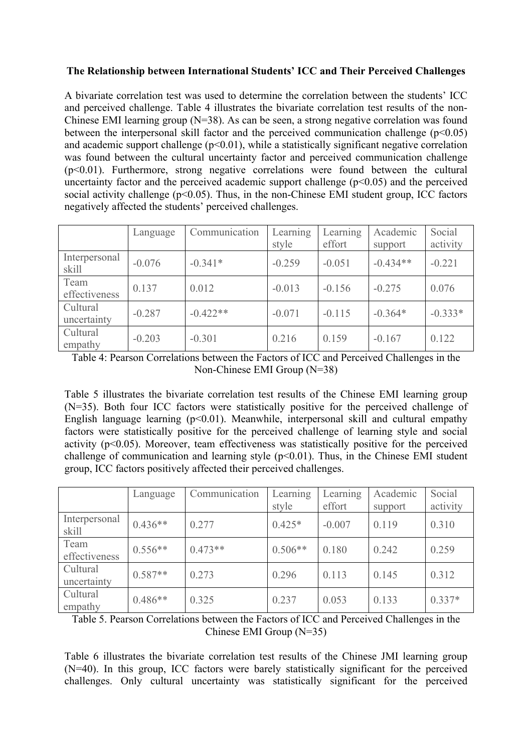**The Relationship between International Students' ICC and Their Perceived Challenges**

A bivariate correlation test was used to determine the correlation between the students' ICC and perceived challenge. Table 4 illustrates the bivariate correlation test results of the non-Chinese EMI learning group (N=38). As can be seen, a strong negative correlation was found between the interpersonal skill factor and the perceived communication challenge ($p<0.05$) and academic support challenge ($p<0.01$), while a statistically significant negative correlation was found between the cultural uncertainty factor and perceived communication challenge ($p<0.01$). Furthermore, strong negative correlations were found between the cultural uncertainty factor and the perceived academic support challenge ($p<0.05$) and the perceived social activity challenge ($p<0.05$). Thus, in the non-Chinese EMI student group, ICC factors negatively affected the students' perceived challenges.

| | Language | Communication | Learning style | Learning effort | Academic support | Social activity |
|---|---|---|---|---|---|---|
| Interpersonal skill | -0.076 | -0.341* | -0.259 | -0.051 | -0.434** | -0.221 |
| Team effectiveness | 0.137 | 0.012 | -0.013 | -0.156 | -0.275 | 0.076 |
| Cultural uncertainty | -0.287 | -0.422** | -0.071 | -0.115 | -0.364* | -0.333* |
| Cultural empathy | -0.203 | -0.301 | 0.216 | 0.159 | -0.167 | 0.122 |

Table 4: Pearson Correlations between the Factors of ICC and Perceived Challenges in the Non-Chinese EMI Group (N=38)

Table 5 illustrates the bivariate correlation test results of the Chinese EMI learning group (N=35). Both four ICC factors were statistically positive for the perceived challenge of English language learning ($p<0.01$). Meanwhile, interpersonal skill and cultural empathy factors were statistically positive for the perceived challenge of learning style and social activity ($p<0.05$). Moreover, team effectiveness was statistically positive for the perceived challenge of communication and learning style ($p<0.01$). Thus, in the Chinese EMI student group, ICC factors positively affected their perceived challenges.

| | Language | Communication | Learning style | Learning effort | Academic support | Social activity |
|---|---|---|---|---|---|---|
| Interpersonal skill | 0.436** | 0.277 | 0.425* | -0.007 | 0.119 | 0.310 |
| Team effectiveness | 0.556** | 0.473** | 0.506** | 0.180 | 0.242 | 0.259 |
| Cultural uncertainty | 0.587** | 0.273 | 0.296 | 0.113 | 0.145 | 0.312 |
| Cultural empathy | 0.486** | 0.325 | 0.237 | 0.053 | 0.133 | 0.337* |

Table 5. Pearson Correlations between the Factors of ICC and Perceived Challenges in the Chinese EMI Group (N=35)

Table 6 illustrates the bivariate correlation test results of the Chinese JMI learning group (N=40). In this group, ICC factors were barely statistically significant for the perceived challenges. Only cultural uncertainty was statistically significant for the perceived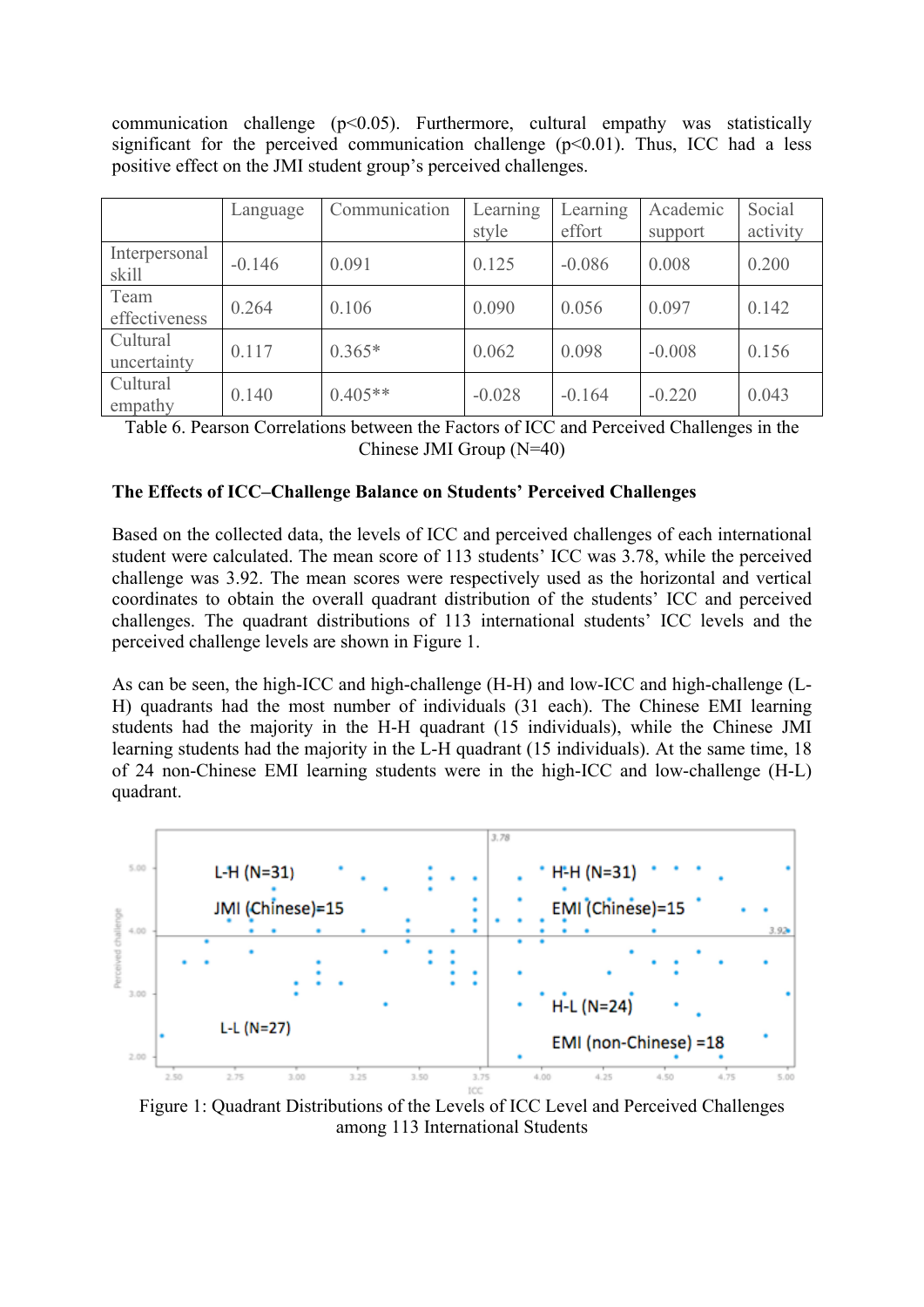communication challenge ($p<0.05$). Furthermore, cultural empathy was statistically significant for the perceived communication challenge ($p<0.01$). Thus, ICC had a less positive effect on the JMI student group's perceived challenges.

| | Language | Communication | Learning style | Learning effort | Academic support | Social activity |
|---|---|---|---|---|---|---|
| Interpersonal skill | -0.146 | 0.091 | 0.125 | -0.086 | 0.008 | 0.200 |
| Team effectiveness | 0.264 | 0.106 | 0.090 | 0.056 | 0.097 | 0.142 |
| Cultural uncertainty | 0.117 | 0.365* | 0.062 | 0.098 | -0.008 | 0.156 |
| Cultural empathy | 0.140 | 0.405** | -0.028 | -0.164 | -0.220 | 0.043 |

Table 6. Pearson Correlations between the Factors of ICC and Perceived Challenges in the Chinese JMI Group (N=40)

**The Effects of ICC–Challenge Balance on Students' Perceived Challenges**

Based on the collected data, the levels of ICC and perceived challenges of each international student were calculated. The mean score of 113 students' ICC was 3.78, while the perceived challenge was 3.92. The mean scores were respectively used as the horizontal and vertical coordinates to obtain the overall quadrant distribution of the students' ICC and perceived challenges. The quadrant distributions of 113 international students' ICC levels and the perceived challenge levels are shown in Figure 1.

As can be seen, the high-ICC and high-challenge (H-H) and low-ICC and high-challenge (L-H) quadrants had the most number of individuals (31 each). The Chinese EMI learning students had the majority in the H-H quadrant (15 individuals), while the Chinese JMI learning students had the majority in the L-H quadrant (15 individuals). At the same time, 18 of 24 non-Chinese EMI learning students were in the high-ICC and low-challenge (H-L) quadrant.

Figure 1: Quadrant Distributions of the Levels of ICC Level and Perceived Challenges among 113 International Students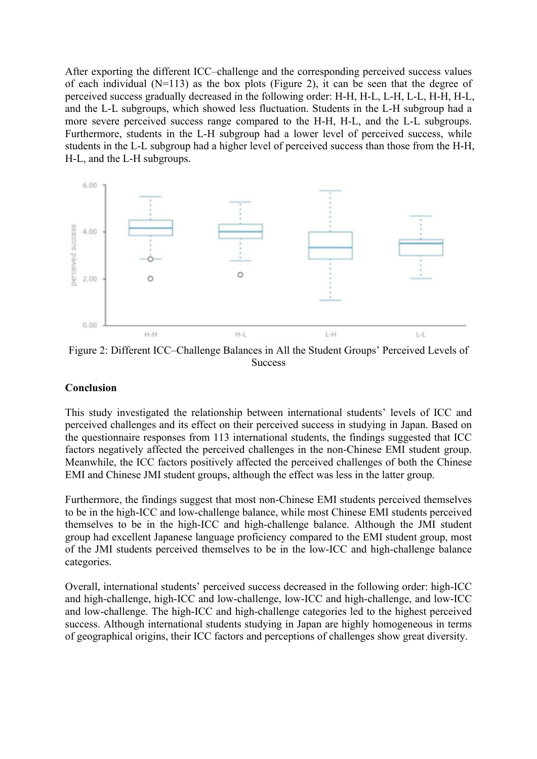After exporting the different ICC–challenge and the corresponding perceived success values of each individual (N=113) as the box plots (Figure 2), it can be seen that the degree of perceived success gradually decreased in the following order: H-H, H-L, L-H, L-L, H-H, H-L, and the L-L subgroups, which showed less fluctuation. Students in the L-H subgroup had a more severe perceived success range compared to the H-H, H-L, and the L-L subgroups. Furthermore, students in the L-H subgroup had a lower level of perceived success, while students in the L-L subgroup had a higher level of perceived success than those from the H-H, H-L, and the L-H subgroups.

Figure 2: Different ICC–Challenge Balances in All the Student Groups' Perceived Levels of Success

**Conclusion**

This study investigated the relationship between international students' levels of ICC and perceived challenges and its effect on their perceived success in studying in Japan. Based on the questionnaire responses from 113 international students, the findings suggested that ICC factors negatively affected the perceived challenges in the non-Chinese EMI student group. Meanwhile, the ICC factors positively affected the perceived challenges of both the Chinese EMI and Chinese JMI student groups, although the effect was less in the latter group.

Furthermore, the findings suggest that most non-Chinese EMI students perceived themselves to be in the high-ICC and low-challenge balance, while most Chinese EMI students perceived themselves to be in the high-ICC and high-challenge balance. Although the JMI student group had excellent Japanese language proficiency compared to the EMI student group, most of the JMI students perceived themselves to be in the low-ICC and high-challenge balance categories.

Overall, international students' perceived success decreased in the following order: high-ICC and high-challenge, high-ICC and low-challenge, low-ICC and high-challenge, and low-ICC and low-challenge. The high-ICC and high-challenge categories led to the highest perceived success. Although international students studying in Japan are highly homogeneous in terms of geographical origins, their ICC factors and perceptions of challenges show great diversity.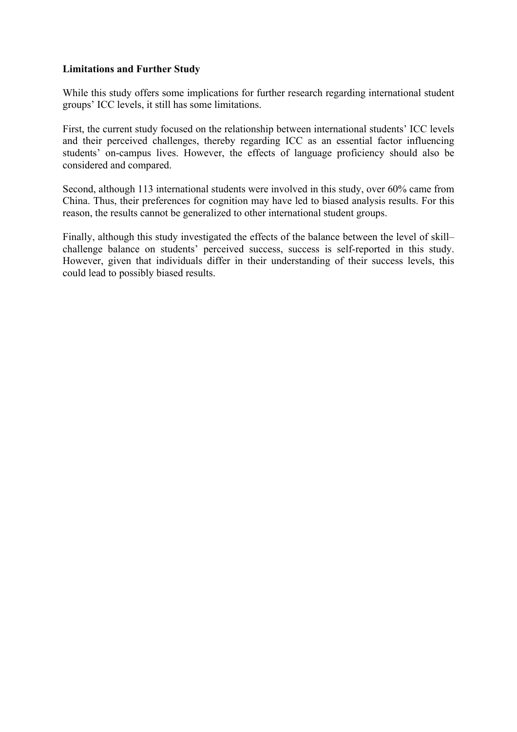**Limitations and Further Study**

While this study offers some implications for further research regarding international student groups' ICC levels, it still has some limitations.

First, the current study focused on the relationship between international students' ICC levels and their perceived challenges, thereby regarding ICC as an essential factor influencing students' on-campus lives. However, the effects of language proficiency should also be considered and compared.

Second, although 113 international students were involved in this study, over 60% came from China. Thus, their preferences for cognition may have led to biased analysis results. For this reason, the results cannot be generalized to other international student groups.

Finally, although this study investigated the effects of the balance between the level of skill–challenge balance on students' perceived success, success is self-reported in this study. However, given that individuals differ in their understanding of their success levels, this could lead to possibly biased results.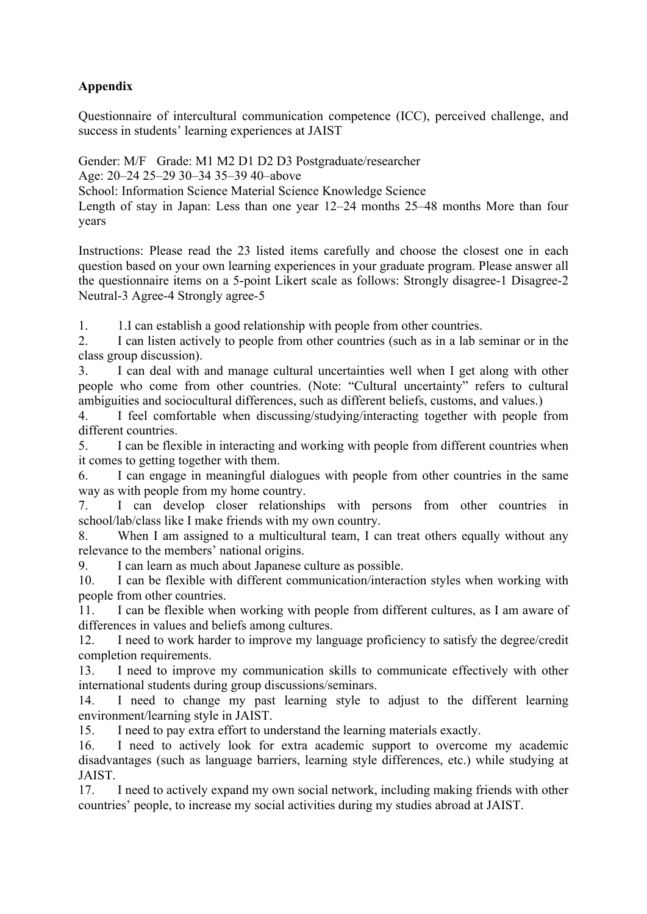**Appendix**

Questionnaire of intercultural communication competence (ICC), perceived challenge, and success in students' learning experiences at JAIST

Gender: M/F   Grade: M1 M2 D1 D2 D3 Postgraduate/researcher
Age: 20–24 25–29 30–34 35–39 40–above
School: Information Science Material Science Knowledge Science
Length of stay in Japan: Less than one year 12–24 months 25–48 months More than four years

Instructions: Please read the 23 listed items carefully and choose the closest one in each question based on your own learning experiences in your graduate program. Please answer all the questionnaire items on a 5-point Likert scale as follows: Strongly disagree-1 Disagree-2 Neutral-3 Agree-4 Strongly agree-5

1. 1.I can establish a good relationship with people from other countries.
2. I can listen actively to people from other countries (such as in a lab seminar or in the class group discussion).
3. I can deal with and manage cultural uncertainties well when I get along with other people who come from other countries. (Note: "Cultural uncertainty" refers to cultural ambiguities and sociocultural differences, such as different beliefs, customs, and values.)
4. I feel comfortable when discussing/studying/interacting together with people from different countries.
5. I can be flexible in interacting and working with people from different countries when it comes to getting together with them.
6. I can engage in meaningful dialogues with people from other countries in the same way as with people from my home country.
7. I can develop closer relationships with persons from other countries in school/lab/class like I make friends with my own country.
8. When I am assigned to a multicultural team, I can treat others equally without any relevance to the members' national origins.
9. I can learn as much about Japanese culture as possible.
10. I can be flexible with different communication/interaction styles when working with people from other countries.
11. I can be flexible when working with people from different cultures, as I am aware of differences in values and beliefs among cultures.
12. I need to work harder to improve my language proficiency to satisfy the degree/credit completion requirements.
13. I need to improve my communication skills to communicate effectively with other international students during group discussions/seminars.
14. I need to change my past learning style to adjust to the different learning environment/learning style in JAIST.
15. I need to pay extra effort to understand the learning materials exactly.
16. I need to actively look for extra academic support to overcome my academic disadvantages (such as language barriers, learning style differences, etc.) while studying at JAIST.
17. I need to actively expand my own social network, including making friends with other countries' people, to increase my social activities during my studies abroad at JAIST.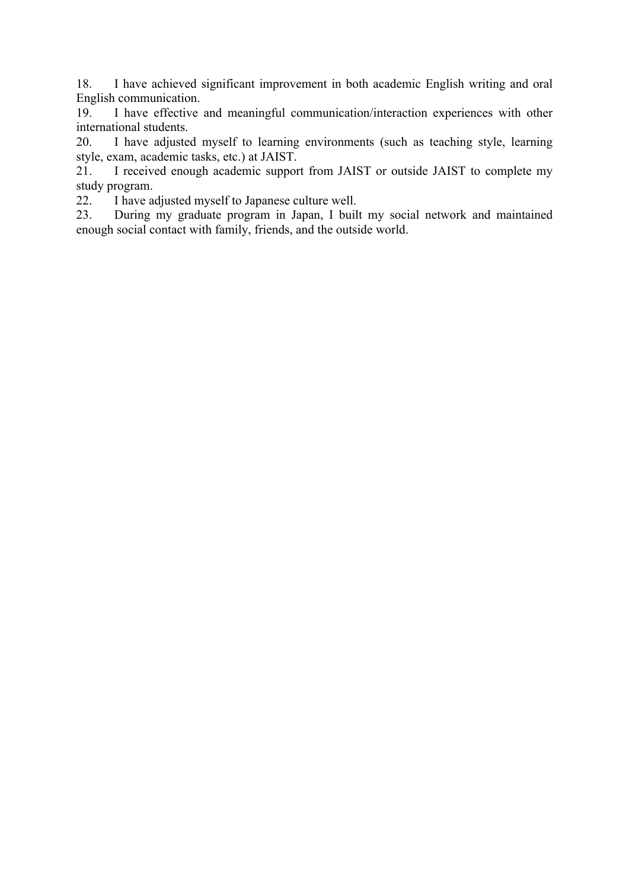18. I have achieved significant improvement in both academic English writing and oral English communication.
19. I have effective and meaningful communication/interaction experiences with other international students.
20. I have adjusted myself to learning environments (such as teaching style, learning style, exam, academic tasks, etc.) at JAIST.
21. I received enough academic support from JAIST or outside JAIST to complete my study program.
22. I have adjusted myself to Japanese culture well.
23. During my graduate program in Japan, I built my social network and maintained enough social contact with family, friends, and the outside world.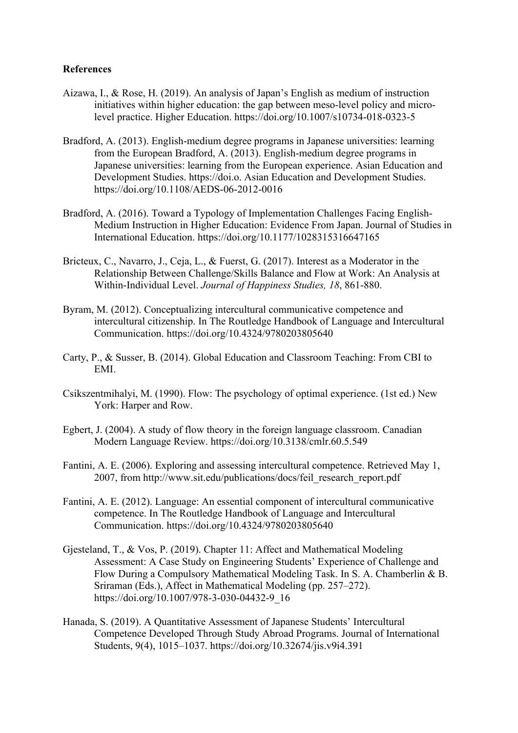**References**

Aizawa, I., & Rose, H. (2019). An analysis of Japan's English as medium of instruction initiatives within higher education: the gap between meso-level policy and micro-level practice. Higher Education. https://doi.org/10.1007/s10734-018-0323-5

Bradford, A. (2013). English-medium degree programs in Japanese universities: learning from the European Bradford, A. (2013). English-medium degree programs in Japanese universities: learning from the European experience. Asian Education and Development Studies. https://doi.o. Asian Education and Development Studies. https://doi.org/10.1108/AEDS-06-2012-0016

Bradford, A. (2016). Toward a Typology of Implementation Challenges Facing English-Medium Instruction in Higher Education: Evidence From Japan. Journal of Studies in International Education. https://doi.org/10.1177/1028315316647165

Bricteux, C., Navarro, J., Ceja, L., & Fuerst, G. (2017). Interest as a Moderator in the Relationship Between Challenge/Skills Balance and Flow at Work: An Analysis at Within-Individual Level. *Journal of Happiness Studies, 18*, 861-880.

Byram, M. (2012). Conceptualizing intercultural communicative competence and intercultural citizenship. In The Routledge Handbook of Language and Intercultural Communication. https://doi.org/10.4324/9780203805640

Carty, P., & Susser, B. (2014). Global Education and Classroom Teaching: From CBI to EMI.

Csikszentmihalyi, M. (1990). Flow: The psychology of optimal experience. (1st ed.) New York: Harper and Row.

Egbert, J. (2004). A study of flow theory in the foreign language classroom. Canadian Modern Language Review. https://doi.org/10.3138/cmlr.60.5.549

Fantini, A. E. (2006). Exploring and assessing intercultural competence. Retrieved May 1, 2007, from http://www.sit.edu/publications/docs/feil_research_report.pdf

Fantini, A. E. (2012). Language: An essential component of intercultural communicative competence. In The Routledge Handbook of Language and Intercultural Communication. https://doi.org/10.4324/9780203805640

Gjesteland, T., & Vos, P. (2019). Chapter 11: Affect and Mathematical Modeling Assessment: A Case Study on Engineering Students' Experience of Challenge and Flow During a Compulsory Mathematical Modeling Task. In S. A. Chamberlin & B. Sriraman (Eds.), Affect in Mathematical Modeling (pp. 257–272). https://doi.org/10.1007/978-3-030-04432-9_16

Hanada, S. (2019). A Quantitative Assessment of Japanese Students' Intercultural Competence Developed Through Study Abroad Programs. Journal of International Students, 9(4), 1015–1037. https://doi.org/10.32674/jis.v9i4.391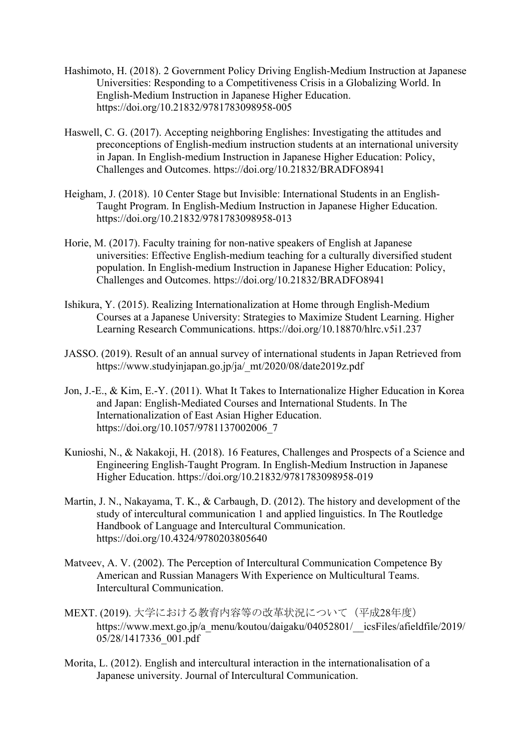Hashimoto, H. (2018). 2 Government Policy Driving English-Medium Instruction at Japanese Universities: Responding to a Competitiveness Crisis in a Globalizing World. In English-Medium Instruction in Japanese Higher Education. https://doi.org/10.21832/9781783098958-005

Haswell, C. G. (2017). Accepting neighboring Englishes: Investigating the attitudes and preconceptions of English-medium instruction students at an international university in Japan. In English-medium Instruction in Japanese Higher Education: Policy, Challenges and Outcomes. https://doi.org/10.21832/BRADFO8941

Heigham, J. (2018). 10 Center Stage but Invisible: International Students in an English-Taught Program. In English-Medium Instruction in Japanese Higher Education. https://doi.org/10.21832/9781783098958-013

Horie, M. (2017). Faculty training for non-native speakers of English at Japanese universities: Effective English-medium teaching for a culturally diversified student population. In English-medium Instruction in Japanese Higher Education: Policy, Challenges and Outcomes. https://doi.org/10.21832/BRADFO8941

Ishikura, Y. (2015). Realizing Internationalization at Home through English-Medium Courses at a Japanese University: Strategies to Maximize Student Learning. Higher Learning Research Communications. https://doi.org/10.18870/hlrc.v5i1.237

JASSO. (2019). Result of an annual survey of international students in Japan Retrieved from https://www.studyinjapan.go.jp/ja/_mt/2020/08/date2019z.pdf

Jon, J.-E., & Kim, E.-Y. (2011). What It Takes to Internationalize Higher Education in Korea and Japan: English-Mediated Courses and International Students. In The Internationalization of East Asian Higher Education. https://doi.org/10.1057/9781137002006_7

Kunioshi, N., & Nakakoji, H. (2018). 16 Features, Challenges and Prospects of a Science and Engineering English-Taught Program. In English-Medium Instruction in Japanese Higher Education. https://doi.org/10.21832/9781783098958-019

Martin, J. N., Nakayama, T. K., & Carbaugh, D. (2012). The history and development of the study of intercultural communication 1 and applied linguistics. In The Routledge Handbook of Language and Intercultural Communication. https://doi.org/10.4324/9780203805640

Matveev, A. V. (2002). The Perception of Intercultural Communication Competence By American and Russian Managers With Experience on Multicultural Teams. Intercultural Communication.

MEXT. (2019). 大学における教育内容等の改革状況について（平成28年度） https://www.mext.go.jp/a_menu/koutou/daigaku/04052801/__icsFiles/afieldfile/2019/05/28/1417336_001.pdf

Morita, L. (2012). English and intercultural interaction in the internationalisation of a Japanese university. Journal of Intercultural Communication.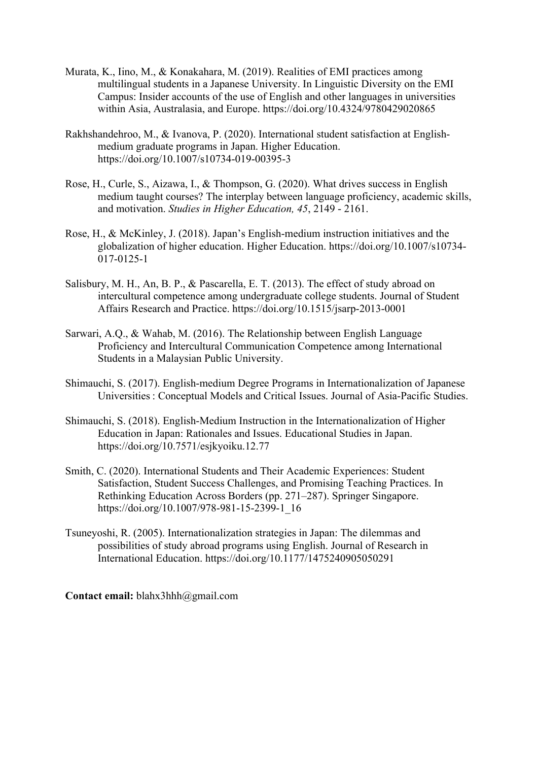Murata, K., Iino, M., & Konakahara, M. (2019). Realities of EMI practices among multilingual students in a Japanese University. In Linguistic Diversity on the EMI Campus: Insider accounts of the use of English and other languages in universities within Asia, Australasia, and Europe. https://doi.org/10.4324/9780429020865

Rakhshandehroo, M., & Ivanova, P. (2020). International student satisfaction at English-medium graduate programs in Japan. Higher Education. https://doi.org/10.1007/s10734-019-00395-3

Rose, H., Curle, S., Aizawa, I., & Thompson, G. (2020). What drives success in English medium taught courses? The interplay between language proficiency, academic skills, and motivation. *Studies in Higher Education, 45*, 2149 - 2161.

Rose, H., & McKinley, J. (2018). Japan's English-medium instruction initiatives and the globalization of higher education. Higher Education. https://doi.org/10.1007/s10734-017-0125-1

Salisbury, M. H., An, B. P., & Pascarella, E. T. (2013). The effect of study abroad on intercultural competence among undergraduate college students. Journal of Student Affairs Research and Practice. https://doi.org/10.1515/jsarp-2013-0001

Sarwari, A.Q., & Wahab, M. (2016). The Relationship between English Language Proficiency and Intercultural Communication Competence among International Students in a Malaysian Public University.

Shimauchi, S. (2017). English-medium Degree Programs in Internationalization of Japanese Universities : Conceptual Models and Critical Issues. Journal of Asia-Pacific Studies.

Shimauchi, S. (2018). English-Medium Instruction in the Internationalization of Higher Education in Japan: Rationales and Issues. Educational Studies in Japan. https://doi.org/10.7571/esjkyoiku.12.77

Smith, C. (2020). International Students and Their Academic Experiences: Student Satisfaction, Student Success Challenges, and Promising Teaching Practices. In Rethinking Education Across Borders (pp. 271–287). Springer Singapore. https://doi.org/10.1007/978-981-15-2399-1_16

Tsuneyoshi, R. (2005). Internationalization strategies in Japan: The dilemmas and possibilities of study abroad programs using English. Journal of Research in International Education. https://doi.org/10.1177/1475240905050291

**Contact email:** blahx3hhh@gmail.com